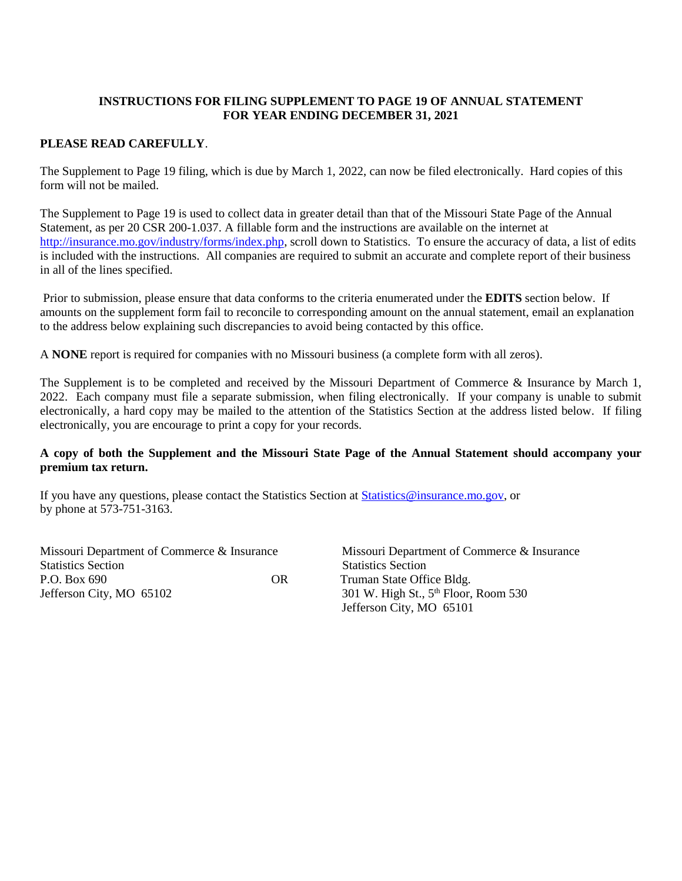**INSTRUCTIONS FOR FILING SUPPLEMENT TO PAGE 19 OF ANNUAL STATEMENT FOR YEAR ENDING DECEMBER 31, 2021**

**PLEASE READ CAREFULLY**.

The Supplement to Page 19 filing, which is due by March 1, 2022, can now be filed electronically. Hard copies of this form will not be mailed.

The Supplement to Page 19 is used to collect data in greater detail than that of the Missouri State Page of the Annual Statement, as per 20 CSR 200-1.037. A fillable form and the instructions are available on the internet at http://insurance.mo.gov/industry/forms/index.php, scroll down to Statistics. To ensure the accuracy of data, a list of edits is included with the instructions. All companies are required to submit an accurate and complete report of their business in all of the lines specified.

Prior to submission, please ensure that data conforms to the criteria enumerated under the **EDITS** section below. If amounts on the supplement form fail to reconcile to corresponding amount on the annual statement, email an explanation to the address below explaining such discrepancies to avoid being contacted by this office.

A **NONE** report is required for companies with no Missouri business (a complete form with all zeros).

The Supplement is to be completed and received by the Missouri Department of Commerce & Insurance by March 1, 2022. Each company must file a separate submission, when filing electronically. If your company is unable to submit electronically, a hard copy may be mailed to the attention of the Statistics Section at the address listed below. If filing electronically, you are encourage to print a copy for your records.

**A copy of both the Supplement and the Missouri State Page of the Annual Statement should accompany your premium tax return.**

If you have any questions, please contact the Statistics Section at Statistics@insurance.mo.gov, or by phone at 573-751-3163.

Missouri Department of Commerce & Insurance
Statistics Section
P.O. Box 690
Jefferson City, MO 65102

OR

Missouri Department of Commerce & Insurance
Statistics Section
Truman State Office Bldg.
301 W. High St., 5th Floor, Room 530
Jefferson City, MO 65101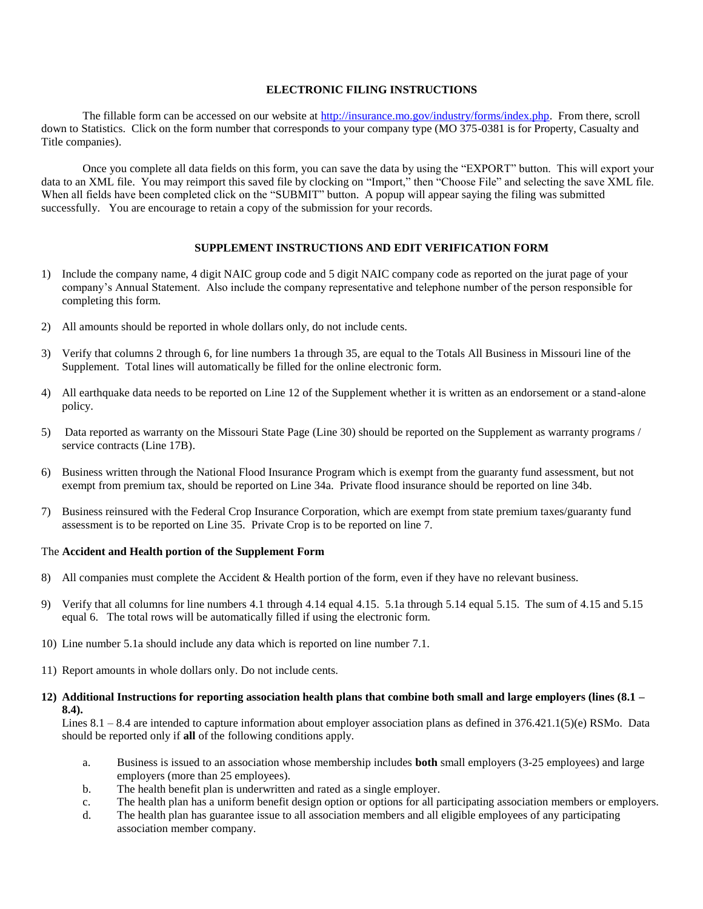## ELECTRONIC FILING INSTRUCTIONS

The fillable form can be accessed on our website at http://insurance.mo.gov/industry/forms/index.php. From there, scroll down to Statistics. Click on the form number that corresponds to your company type (MO 375-0381 is for Property, Casualty and Title companies).

Once you complete all data fields on this form, you can save the data by using the "EXPORT" button. This will export your data to an XML file. You may reimport this saved file by clocking on "Import," then "Choose File" and selecting the save XML file. When all fields have been completed click on the "SUBMIT" button. A popup will appear saying the filing was submitted successfully. You are encourage to retain a copy of the submission for your records.

## SUPPLEMENT INSTRUCTIONS AND EDIT VERIFICATION FORM

1) Include the company name, 4 digit NAIC group code and 5 digit NAIC company code as reported on the jurat page of your company's Annual Statement. Also include the company representative and telephone number of the person responsible for completing this form.

2) All amounts should be reported in whole dollars only, do not include cents.

3) Verify that columns 2 through 6, for line numbers 1a through 35, are equal to the Totals All Business in Missouri line of the Supplement. Total lines will automatically be filled for the online electronic form.

4) All earthquake data needs to be reported on Line 12 of the Supplement whether it is written as an endorsement or a stand-alone policy.

5) Data reported as warranty on the Missouri State Page (Line 30) should be reported on the Supplement as warranty programs / service contracts (Line 17B).

6) Business written through the National Flood Insurance Program which is exempt from the guaranty fund assessment, but not exempt from premium tax, should be reported on Line 34a. Private flood insurance should be reported on line 34b.

7) Business reinsured with the Federal Crop Insurance Corporation, which are exempt from state premium taxes/guaranty fund assessment is to be reported on Line 35. Private Crop is to be reported on line 7.

The **Accident and Health portion of the Supplement Form**

8) All companies must complete the Accident & Health portion of the form, even if they have no relevant business.

9) Verify that all columns for line numbers 4.1 through 4.14 equal 4.15. 5.1a through 5.14 equal 5.15. The sum of 4.15 and 5.15 equal 6. The total rows will be automatically filled if using the electronic form.

10) Line number 5.1a should include any data which is reported on line number 7.1.

11) Report amounts in whole dollars only. Do not include cents.

12) **Additional Instructions for reporting association health plans that combine both small and large employers (lines (8.1 – 8.4).**

    Lines 8.1 – 8.4 are intended to capture information about employer association plans as defined in 376.421.1(5)(e) RSMo. Data should be reported only if **all** of the following conditions apply.

    a. Business is issued to an association whose membership includes **both** small employers (3-25 employees) and large employers (more than 25 employees).
    b. The health benefit plan is underwritten and rated as a single employer.
    c. The health plan has a uniform benefit design option or options for all participating association members or employers.
    d. The health plan has guarantee issue to all association members and all eligible employees of any participating association member company.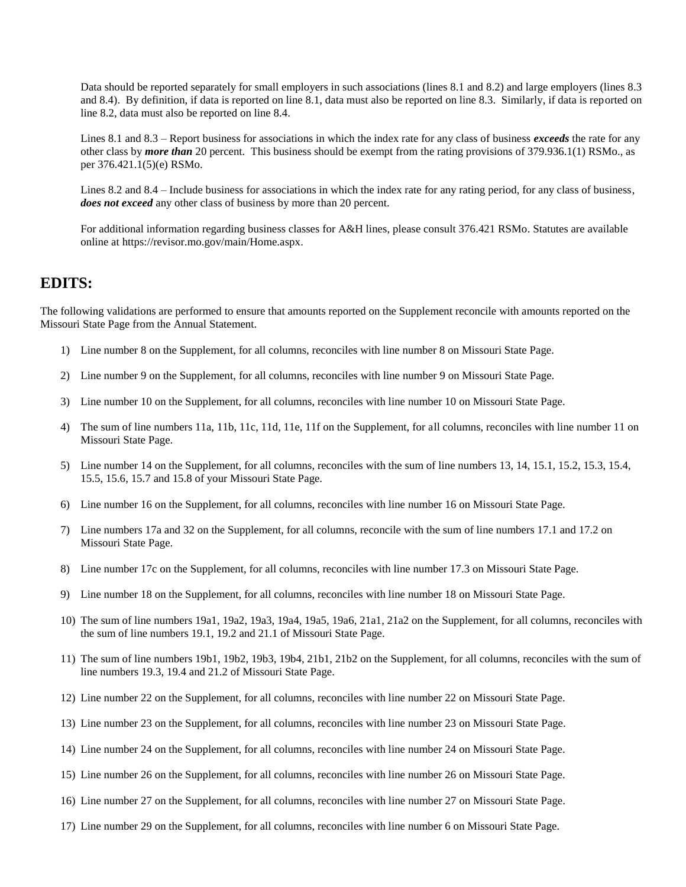Data should be reported separately for small employers in such associations (lines 8.1 and 8.2) and large employers (lines 8.3 and 8.4). By definition, if data is reported on line 8.1, data must also be reported on line 8.3. Similarly, if data is reported on line 8.2, data must also be reported on line 8.4.

Lines 8.1 and 8.3 – Report business for associations in which the index rate for any class of business ***exceeds*** the rate for any other class by ***more than*** 20 percent. This business should be exempt from the rating provisions of 379.936.1(1) RSMo., as per 376.421.1(5)(e) RSMo.

Lines 8.2 and 8.4 – Include business for associations in which the index rate for any rating period, for any class of business, ***does not exceed*** any other class of business by more than 20 percent.

For additional information regarding business classes for A&H lines, please consult 376.421 RSMo. Statutes are available online at https://revisor.mo.gov/main/Home.aspx.

## EDITS:

The following validations are performed to ensure that amounts reported on the Supplement reconcile with amounts reported on the Missouri State Page from the Annual Statement.

1) Line number 8 on the Supplement, for all columns, reconciles with line number 8 on Missouri State Page.
2) Line number 9 on the Supplement, for all columns, reconciles with line number 9 on Missouri State Page.
3) Line number 10 on the Supplement, for all columns, reconciles with line number 10 on Missouri State Page.
4) The sum of line numbers 11a, 11b, 11c, 11d, 11e, 11f on the Supplement, for all columns, reconciles with line number 11 on Missouri State Page.
5) Line number 14 on the Supplement, for all columns, reconciles with the sum of line numbers 13, 14, 15.1, 15.2, 15.3, 15.4, 15.5, 15.6, 15.7 and 15.8 of your Missouri State Page.
6) Line number 16 on the Supplement, for all columns, reconciles with line number 16 on Missouri State Page.
7) Line numbers 17a and 32 on the Supplement, for all columns, reconcile with the sum of line numbers 17.1 and 17.2 on Missouri State Page.
8) Line number 17c on the Supplement, for all columns, reconciles with line number 17.3 on Missouri State Page.
9) Line number 18 on the Supplement, for all columns, reconciles with line number 18 on Missouri State Page.
10) The sum of line numbers 19a1, 19a2, 19a3, 19a4, 19a5, 19a6, 21a1, 21a2 on the Supplement, for all columns, reconciles with the sum of line numbers 19.1, 19.2 and 21.1 of Missouri State Page.
11) The sum of line numbers 19b1, 19b2, 19b3, 19b4, 21b1, 21b2 on the Supplement, for all columns, reconciles with the sum of line numbers 19.3, 19.4 and 21.2 of Missouri State Page.
12) Line number 22 on the Supplement, for all columns, reconciles with line number 22 on Missouri State Page.
13) Line number 23 on the Supplement, for all columns, reconciles with line number 23 on Missouri State Page.
14) Line number 24 on the Supplement, for all columns, reconciles with line number 24 on Missouri State Page.
15) Line number 26 on the Supplement, for all columns, reconciles with line number 26 on Missouri State Page.
16) Line number 27 on the Supplement, for all columns, reconciles with line number 27 on Missouri State Page.
17) Line number 29 on the Supplement, for all columns, reconciles with line number 6 on Missouri State Page.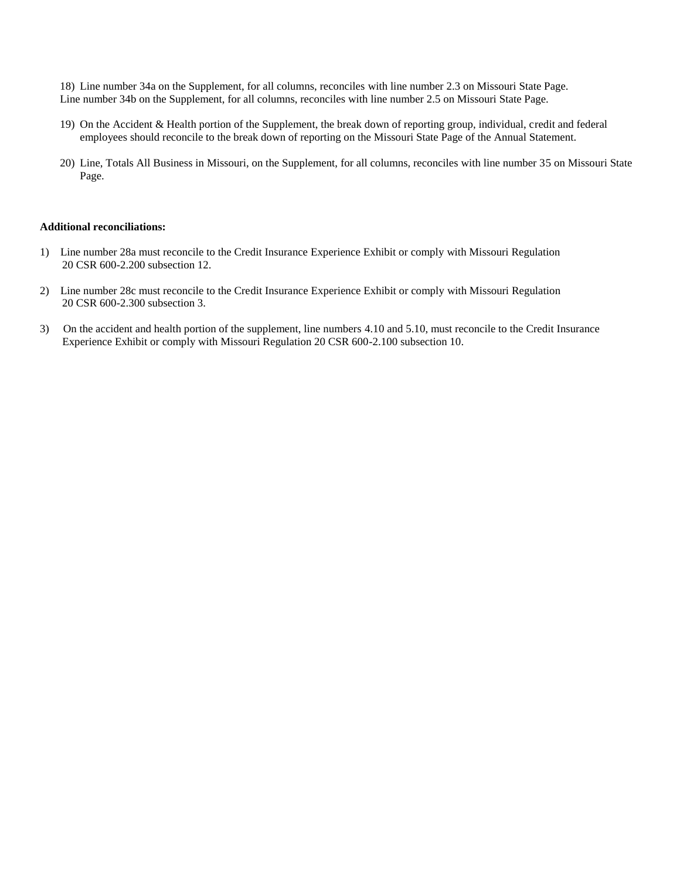18) Line number 34a on the Supplement, for all columns, reconciles with line number 2.3 on Missouri State Page.
Line number 34b on the Supplement, for all columns, reconciles with line number 2.5 on Missouri State Page.

19) On the Accident & Health portion of the Supplement, the break down of reporting group, individual, credit and federal employees should reconcile to the break down of reporting on the Missouri State Page of the Annual Statement.

20) Line, Totals All Business in Missouri, on the Supplement, for all columns, reconciles with line number 35 on Missouri State Page.

**Additional reconciliations:**

1) Line number 28a must reconcile to the Credit Insurance Experience Exhibit or comply with Missouri Regulation 20 CSR 600-2.200 subsection 12.

2) Line number 28c must reconcile to the Credit Insurance Experience Exhibit or comply with Missouri Regulation 20 CSR 600-2.300 subsection 3.

3) On the accident and health portion of the supplement, line numbers 4.10 and 5.10, must reconcile to the Credit Insurance Experience Exhibit or comply with Missouri Regulation 20 CSR 600-2.100 subsection 10.